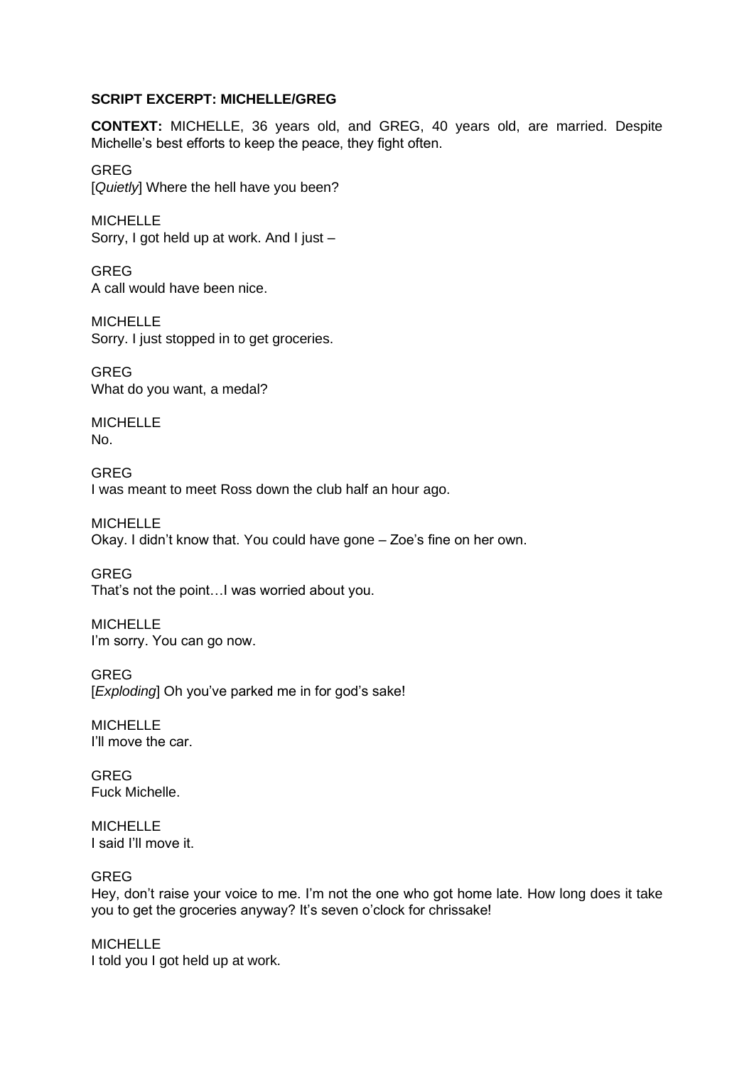**SCRIPT EXCERPT: MICHELLE/GREG**

**CONTEXT:** MICHELLE, 36 years old, and GREG, 40 years old, are married. Despite Michelle's best efforts to keep the peace, they fight often.

GREG
[*Quietly*] Where the hell have you been?

MICHELLE
Sorry, I got held up at work. And I just –

GREG
A call would have been nice.

MICHELLE
Sorry. I just stopped in to get groceries.

GREG
What do you want, a medal?

MICHELLE
No.

GREG
I was meant to meet Ross down the club half an hour ago.

MICHELLE
Okay. I didn't know that. You could have gone – Zoe's fine on her own.

GREG
That's not the point…I was worried about you.

MICHELLE
I'm sorry. You can go now.

GREG
[*Exploding*] Oh you've parked me in for god's sake!

MICHELLE
I'll move the car.

GREG
Fuck Michelle.

MICHELLE
I said I'll move it.

GREG
Hey, don't raise your voice to me. I'm not the one who got home late. How long does it take you to get the groceries anyway? It's seven o'clock for chrissake!

MICHELLE
I told you I got held up at work.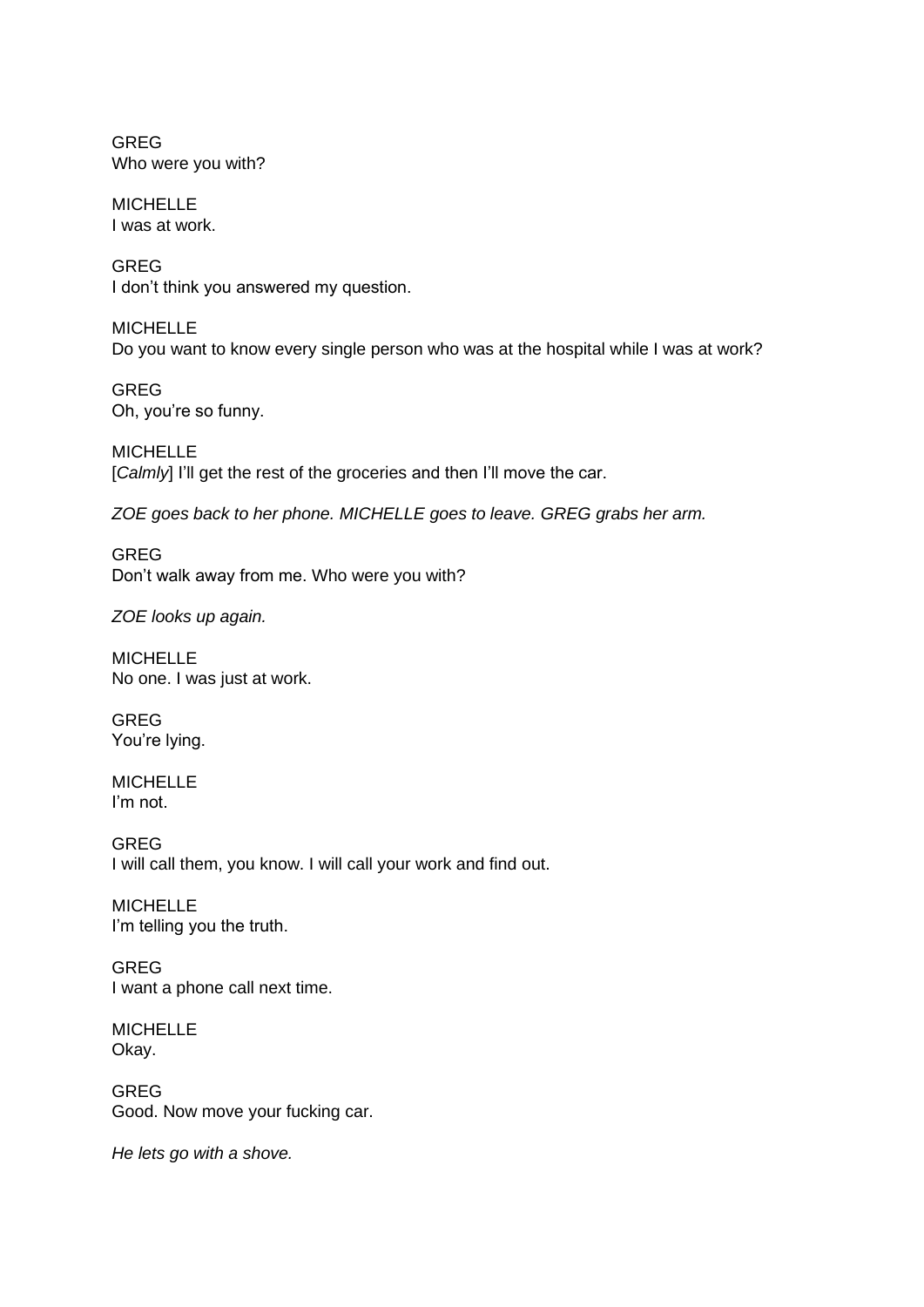GREG
Who were you with?

MICHELLE
I was at work.

GREG
I don't think you answered my question.

MICHELLE
Do you want to know every single person who was at the hospital while I was at work?

GREG
Oh, you're so funny.

MICHELLE
[*Calmly*] I'll get the rest of the groceries and then I'll move the car.

*ZOE goes back to her phone. MICHELLE goes to leave. GREG grabs her arm.*

GREG
Don't walk away from me. Who were you with?

*ZOE looks up again.*

MICHELLE
No one. I was just at work.

GREG
You're lying.

MICHELLE
I'm not.

GREG
I will call them, you know. I will call your work and find out.

MICHELLE
I'm telling you the truth.

GREG
I want a phone call next time.

MICHELLE
Okay.

GREG
Good. Now move your fucking car.

*He lets go with a shove.*